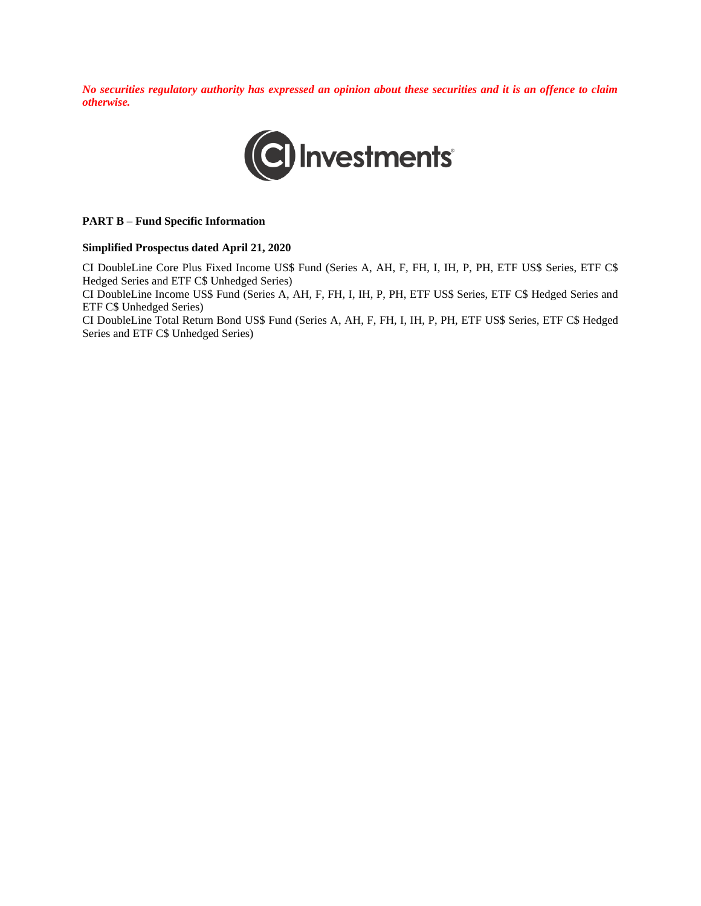***No securities regulatory authority has expressed an opinion about these securities and it is an offence to claim otherwise.***

CI Investments

**PART B – Fund Specific Information**

**Simplified Prospectus dated April 21, 2020**

CI DoubleLine Core Plus Fixed Income US$ Fund (Series A, AH, F, FH, I, IH, P, PH, ETF US$ Series, ETF C$ Hedged Series and ETF C$ Unhedged Series)

CI DoubleLine Income US$ Fund (Series A, AH, F, FH, I, IH, P, PH, ETF US$ Series, ETF C$ Hedged Series and ETF C$ Unhedged Series)

CI DoubleLine Total Return Bond US$ Fund (Series A, AH, F, FH, I, IH, P, PH, ETF US$ Series, ETF C$ Hedged Series and ETF C$ Unhedged Series)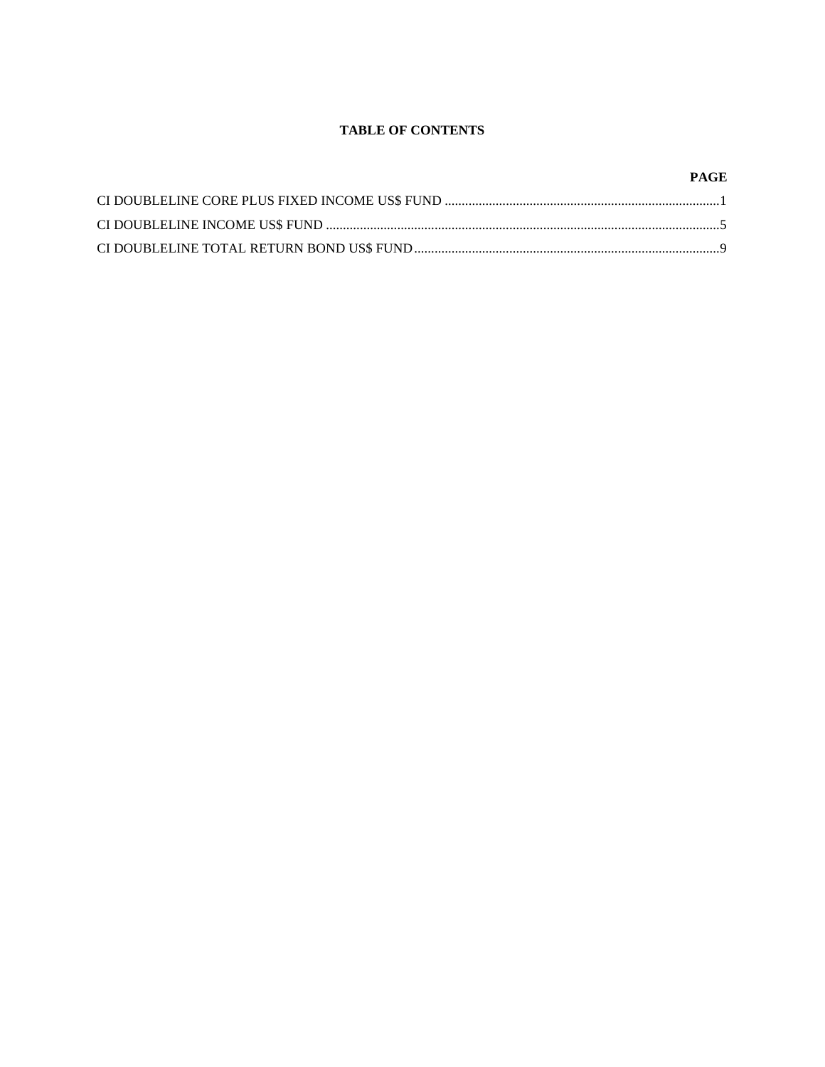# TABLE OF CONTENTS

| | PAGE |
|---|---|
| CI DOUBLELINE CORE PLUS FIXED INCOME US$ FUND | 1 |
| CI DOUBLELINE INCOME US$ FUND | 5 |
| CI DOUBLELINE TOTAL RETURN BOND US$ FUND | 9 |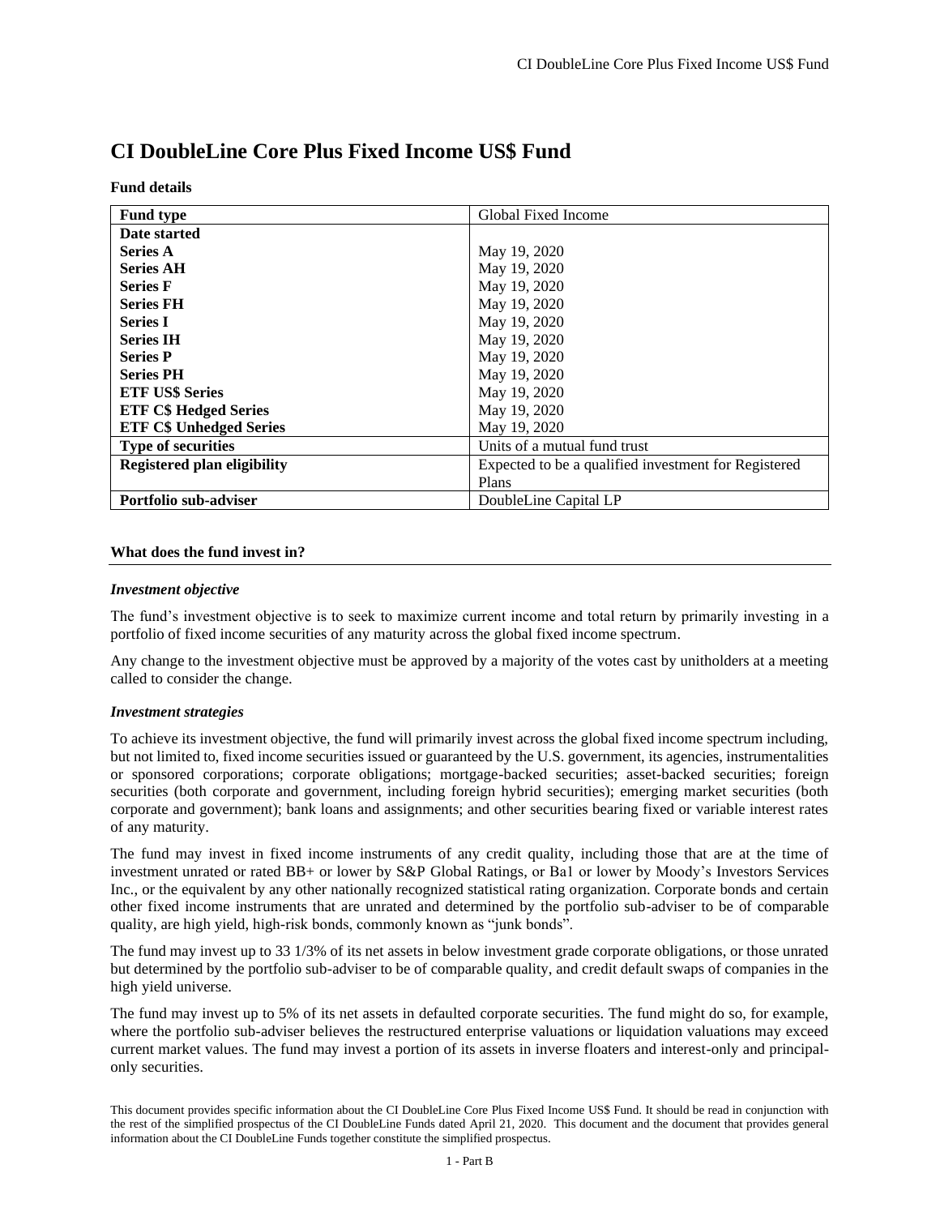# CI DoubleLine Core Plus Fixed Income US$ Fund

**Fund details**

| **Fund type** | Global Fixed Income |
|---|---|
| **Date started** | |
| **Series A** | May 19, 2020 |
| **Series AH** | May 19, 2020 |
| **Series F** | May 19, 2020 |
| **Series FH** | May 19, 2020 |
| **Series I** | May 19, 2020 |
| **Series IH** | May 19, 2020 |
| **Series P** | May 19, 2020 |
| **Series PH** | May 19, 2020 |
| **ETF US$ Series** | May 19, 2020 |
| **ETF C$ Hedged Series** | May 19, 2020 |
| **ETF C$ Unhedged Series** | May 19, 2020 |
| **Type of securities** | Units of a mutual fund trust |
| **Registered plan eligibility** | Expected to be a qualified investment for Registered Plans |
| **Portfolio sub-adviser** | DoubleLine Capital LP |

## What does the fund invest in?

### *Investment objective*

The fund's investment objective is to seek to maximize current income and total return by primarily investing in a portfolio of fixed income securities of any maturity across the global fixed income spectrum.

Any change to the investment objective must be approved by a majority of the votes cast by unitholders at a meeting called to consider the change.

### *Investment strategies*

To achieve its investment objective, the fund will primarily invest across the global fixed income spectrum including, but not limited to, fixed income securities issued or guaranteed by the U.S. government, its agencies, instrumentalities or sponsored corporations; corporate obligations; mortgage-backed securities; asset-backed securities; foreign securities (both corporate and government, including foreign hybrid securities); emerging market securities (both corporate and government); bank loans and assignments; and other securities bearing fixed or variable interest rates of any maturity.

The fund may invest in fixed income instruments of any credit quality, including those that are at the time of investment unrated or rated BB+ or lower by S&P Global Ratings, or Ba1 or lower by Moody's Investors Services Inc., or the equivalent by any other nationally recognized statistical rating organization. Corporate bonds and certain other fixed income instruments that are unrated and determined by the portfolio sub-adviser to be of comparable quality, are high yield, high-risk bonds, commonly known as "junk bonds".

The fund may invest up to 33 1/3% of its net assets in below investment grade corporate obligations, or those unrated but determined by the portfolio sub-adviser to be of comparable quality, and credit default swaps of companies in the high yield universe.

The fund may invest up to 5% of its net assets in defaulted corporate securities. The fund might do so, for example, where the portfolio sub-adviser believes the restructured enterprise valuations or liquidation valuations may exceed current market values. The fund may invest a portion of its assets in inverse floaters and interest-only and principal-only securities.

This document provides specific information about the CI DoubleLine Core Plus Fixed Income US$ Fund. It should be read in conjunction with the rest of the simplified prospectus of the CI DoubleLine Funds dated April 21, 2020. This document and the document that provides general information about the CI DoubleLine Funds together constitute the simplified prospectus.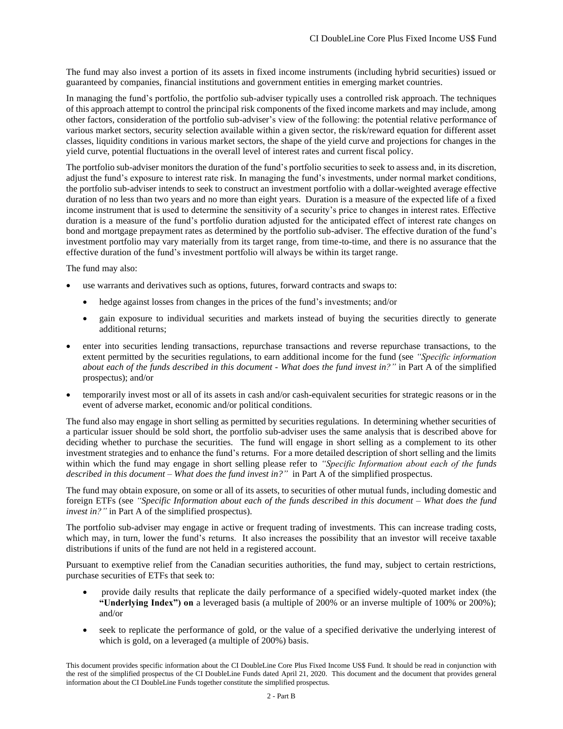The fund may also invest a portion of its assets in fixed income instruments (including hybrid securities) issued or guaranteed by companies, financial institutions and government entities in emerging market countries.

In managing the fund's portfolio, the portfolio sub-adviser typically uses a controlled risk approach. The techniques of this approach attempt to control the principal risk components of the fixed income markets and may include, among other factors, consideration of the portfolio sub-adviser's view of the following: the potential relative performance of various market sectors, security selection available within a given sector, the risk/reward equation for different asset classes, liquidity conditions in various market sectors, the shape of the yield curve and projections for changes in the yield curve, potential fluctuations in the overall level of interest rates and current fiscal policy.

The portfolio sub-adviser monitors the duration of the fund's portfolio securities to seek to assess and, in its discretion, adjust the fund's exposure to interest rate risk. In managing the fund's investments, under normal market conditions, the portfolio sub-adviser intends to seek to construct an investment portfolio with a dollar-weighted average effective duration of no less than two years and no more than eight years. Duration is a measure of the expected life of a fixed income instrument that is used to determine the sensitivity of a security's price to changes in interest rates. Effective duration is a measure of the fund's portfolio duration adjusted for the anticipated effect of interest rate changes on bond and mortgage prepayment rates as determined by the portfolio sub-adviser. The effective duration of the fund's investment portfolio may vary materially from its target range, from time-to-time, and there is no assurance that the effective duration of the fund's investment portfolio will always be within its target range.

The fund may also:

- use warrants and derivatives such as options, futures, forward contracts and swaps to:
  - hedge against losses from changes in the prices of the fund's investments; and/or
  - gain exposure to individual securities and markets instead of buying the securities directly to generate additional returns;
- enter into securities lending transactions, repurchase transactions and reverse repurchase transactions, to the extent permitted by the securities regulations, to earn additional income for the fund (see *"Specific information about each of the funds described in this document - What does the fund invest in?"* in Part A of the simplified prospectus); and/or
- temporarily invest most or all of its assets in cash and/or cash-equivalent securities for strategic reasons or in the event of adverse market, economic and/or political conditions.

The fund also may engage in short selling as permitted by securities regulations. In determining whether securities of a particular issuer should be sold short, the portfolio sub-adviser uses the same analysis that is described above for deciding whether to purchase the securities. The fund will engage in short selling as a complement to its other investment strategies and to enhance the fund's returns. For a more detailed description of short selling and the limits within which the fund may engage in short selling please refer to *"Specific Information about each of the funds described in this document – What does the fund invest in?"* in Part A of the simplified prospectus.

The fund may obtain exposure, on some or all of its assets, to securities of other mutual funds, including domestic and foreign ETFs (see *"Specific Information about each of the funds described in this document – What does the fund invest in?"* in Part A of the simplified prospectus).

The portfolio sub-adviser may engage in active or frequent trading of investments. This can increase trading costs, which may, in turn, lower the fund's returns. It also increases the possibility that an investor will receive taxable distributions if units of the fund are not held in a registered account.

Pursuant to exemptive relief from the Canadian securities authorities, the fund may, subject to certain restrictions, purchase securities of ETFs that seek to:

- provide daily results that replicate the daily performance of a specified widely-quoted market index (the **"Underlying Index") on** a leveraged basis (a multiple of 200% or an inverse multiple of 100% or 200%); and/or
- seek to replicate the performance of gold, or the value of a specified derivative the underlying interest of which is gold, on a leveraged (a multiple of 200%) basis.

This document provides specific information about the CI DoubleLine Core Plus Fixed Income US$ Fund. It should be read in conjunction with the rest of the simplified prospectus of the CI DoubleLine Funds dated April 21, 2020. This document and the document that provides general information about the CI DoubleLine Funds together constitute the simplified prospectus.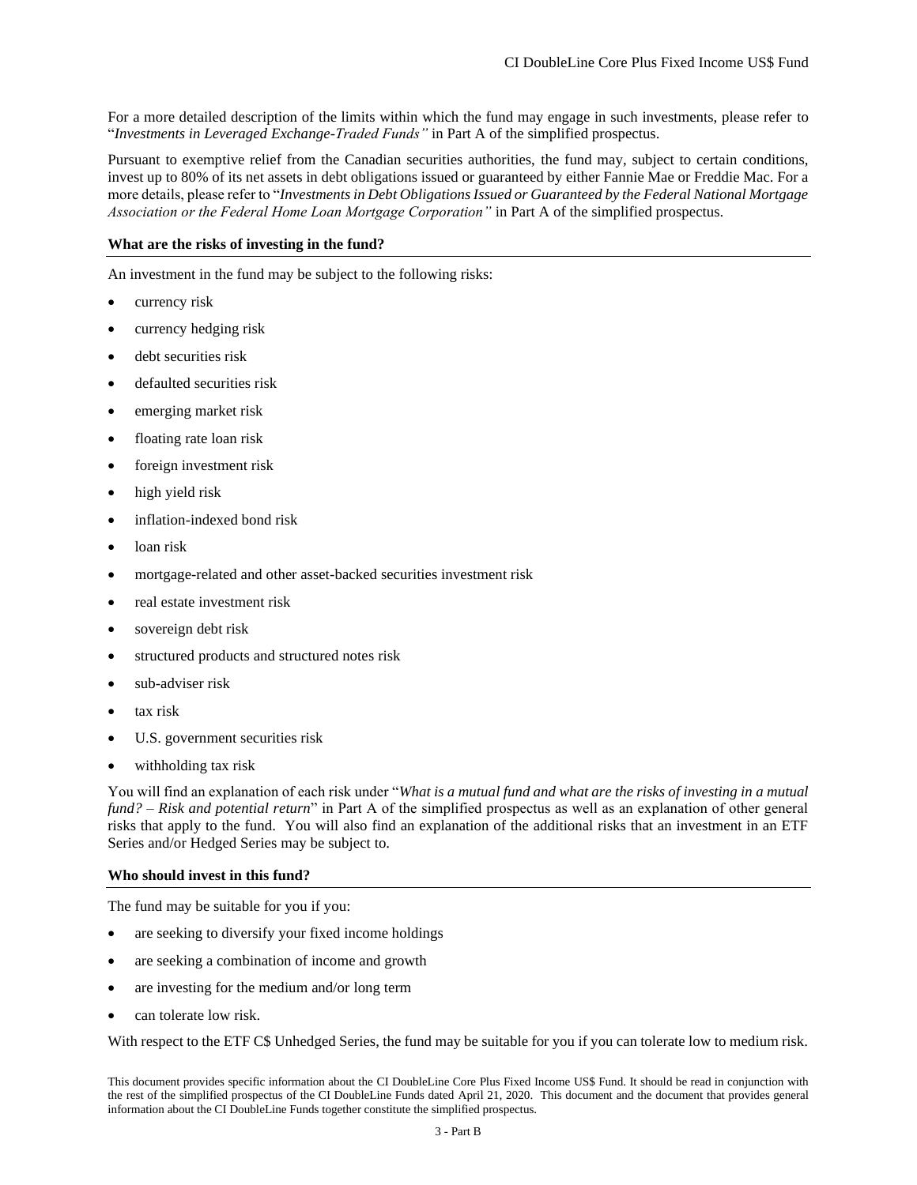For a more detailed description of the limits within which the fund may engage in such investments, please refer to "*Investments in Leveraged Exchange-Traded Funds"* in Part A of the simplified prospectus.

Pursuant to exemptive relief from the Canadian securities authorities, the fund may, subject to certain conditions, invest up to 80% of its net assets in debt obligations issued or guaranteed by either Fannie Mae or Freddie Mac. For a more details, please refer to "*Investments in Debt Obligations Issued or Guaranteed by the Federal National Mortgage Association or the Federal Home Loan Mortgage Corporation"* in Part A of the simplified prospectus.

**What are the risks of investing in the fund?**

An investment in the fund may be subject to the following risks:

- currency risk
- currency hedging risk
- debt securities risk
- defaulted securities risk
- emerging market risk
- floating rate loan risk
- foreign investment risk
- high yield risk
- inflation-indexed bond risk
- loan risk
- mortgage-related and other asset-backed securities investment risk
- real estate investment risk
- sovereign debt risk
- structured products and structured notes risk
- sub-adviser risk
- tax risk
- U.S. government securities risk
- withholding tax risk

You will find an explanation of each risk under "*What is a mutual fund and what are the risks of investing in a mutual fund? – Risk and potential return*" in Part A of the simplified prospectus as well as an explanation of other general risks that apply to the fund. You will also find an explanation of the additional risks that an investment in an ETF Series and/or Hedged Series may be subject to.

**Who should invest in this fund?**

The fund may be suitable for you if you:

- are seeking to diversify your fixed income holdings
- are seeking a combination of income and growth
- are investing for the medium and/or long term
- can tolerate low risk.

With respect to the ETF C$ Unhedged Series, the fund may be suitable for you if you can tolerate low to medium risk.

This document provides specific information about the CI DoubleLine Core Plus Fixed Income US$ Fund. It should be read in conjunction with the rest of the simplified prospectus of the CI DoubleLine Funds dated April 21, 2020. This document and the document that provides general information about the CI DoubleLine Funds together constitute the simplified prospectus.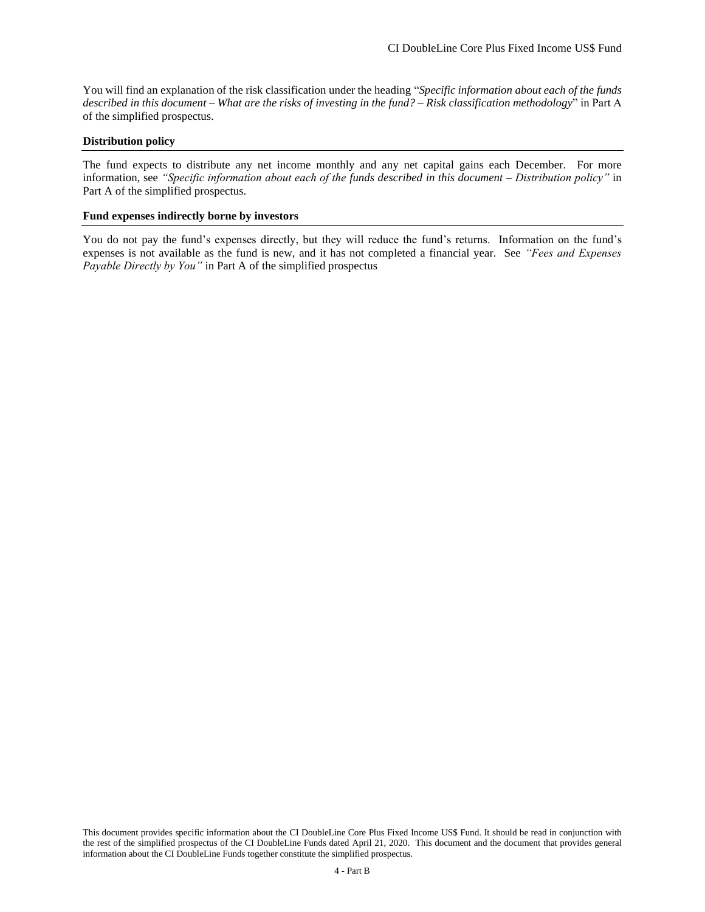You will find an explanation of the risk classification under the heading "*Specific information about each of the funds described in this document – What are the risks of investing in the fund? – Risk classification methodology*" in Part A of the simplified prospectus.

**Distribution policy**

The fund expects to distribute any net income monthly and any net capital gains each December. For more information, see *"Specific information about each of the funds described in this document – Distribution policy"* in Part A of the simplified prospectus.

**Fund expenses indirectly borne by investors**

You do not pay the fund's expenses directly, but they will reduce the fund's returns. Information on the fund's expenses is not available as the fund is new, and it has not completed a financial year. See *"Fees and Expenses Payable Directly by You"* in Part A of the simplified prospectus

This document provides specific information about the CI DoubleLine Core Plus Fixed Income US$ Fund. It should be read in conjunction with the rest of the simplified prospectus of the CI DoubleLine Funds dated April 21, 2020. This document and the document that provides general information about the CI DoubleLine Funds together constitute the simplified prospectus.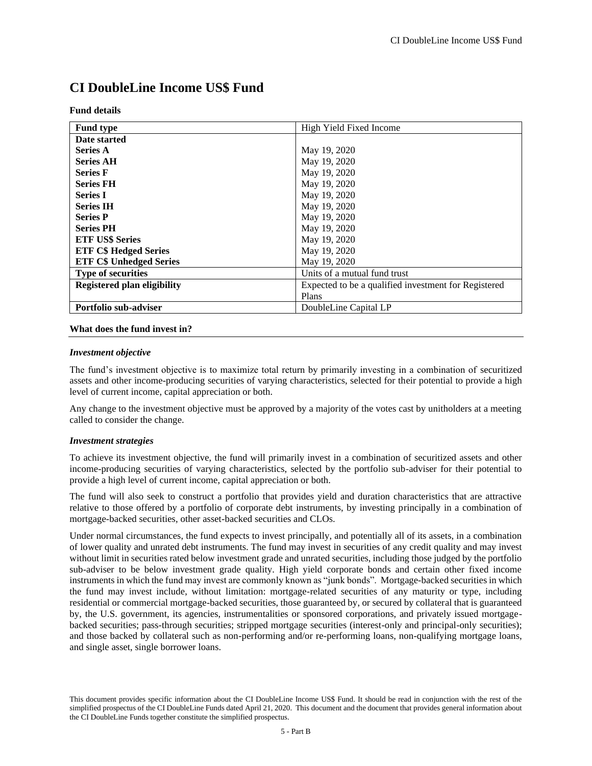# CI DoubleLine Income US$ Fund

**Fund details**

| **Fund type** | High Yield Fixed Income |
|---|---|
| **Date started** | |
| **Series A** | May 19, 2020 |
| **Series AH** | May 19, 2020 |
| **Series F** | May 19, 2020 |
| **Series FH** | May 19, 2020 |
| **Series I** | May 19, 2020 |
| **Series IH** | May 19, 2020 |
| **Series P** | May 19, 2020 |
| **Series PH** | May 19, 2020 |
| **ETF US$ Series** | May 19, 2020 |
| **ETF C$ Hedged Series** | May 19, 2020 |
| **ETF C$ Unhedged Series** | May 19, 2020 |
| **Type of securities** | Units of a mutual fund trust |
| **Registered plan eligibility** | Expected to be a qualified investment for Registered Plans |
| **Portfolio sub-adviser** | DoubleLine Capital LP |

**What does the fund invest in?**

***Investment objective***

The fund's investment objective is to maximize total return by primarily investing in a combination of securitized assets and other income-producing securities of varying characteristics, selected for their potential to provide a high level of current income, capital appreciation or both.

Any change to the investment objective must be approved by a majority of the votes cast by unitholders at a meeting called to consider the change.

***Investment strategies***

To achieve its investment objective, the fund will primarily invest in a combination of securitized assets and other income-producing securities of varying characteristics, selected by the portfolio sub-adviser for their potential to provide a high level of current income, capital appreciation or both.

The fund will also seek to construct a portfolio that provides yield and duration characteristics that are attractive relative to those offered by a portfolio of corporate debt instruments, by investing principally in a combination of mortgage-backed securities, other asset-backed securities and CLOs.

Under normal circumstances, the fund expects to invest principally, and potentially all of its assets, in a combination of lower quality and unrated debt instruments. The fund may invest in securities of any credit quality and may invest without limit in securities rated below investment grade and unrated securities, including those judged by the portfolio sub-adviser to be below investment grade quality. High yield corporate bonds and certain other fixed income instruments in which the fund may invest are commonly known as "junk bonds". Mortgage-backed securities in which the fund may invest include, without limitation: mortgage-related securities of any maturity or type, including residential or commercial mortgage-backed securities, those guaranteed by, or secured by collateral that is guaranteed by, the U.S. government, its agencies, instrumentalities or sponsored corporations, and privately issued mortgage-backed securities; pass-through securities; stripped mortgage securities (interest-only and principal-only securities); and those backed by collateral such as non-performing and/or re-performing loans, non-qualifying mortgage loans, and single asset, single borrower loans.

This document provides specific information about the CI DoubleLine Income US$ Fund. It should be read in conjunction with the rest of the simplified prospectus of the CI DoubleLine Funds dated April 21, 2020. This document and the document that provides general information about the CI DoubleLine Funds together constitute the simplified prospectus.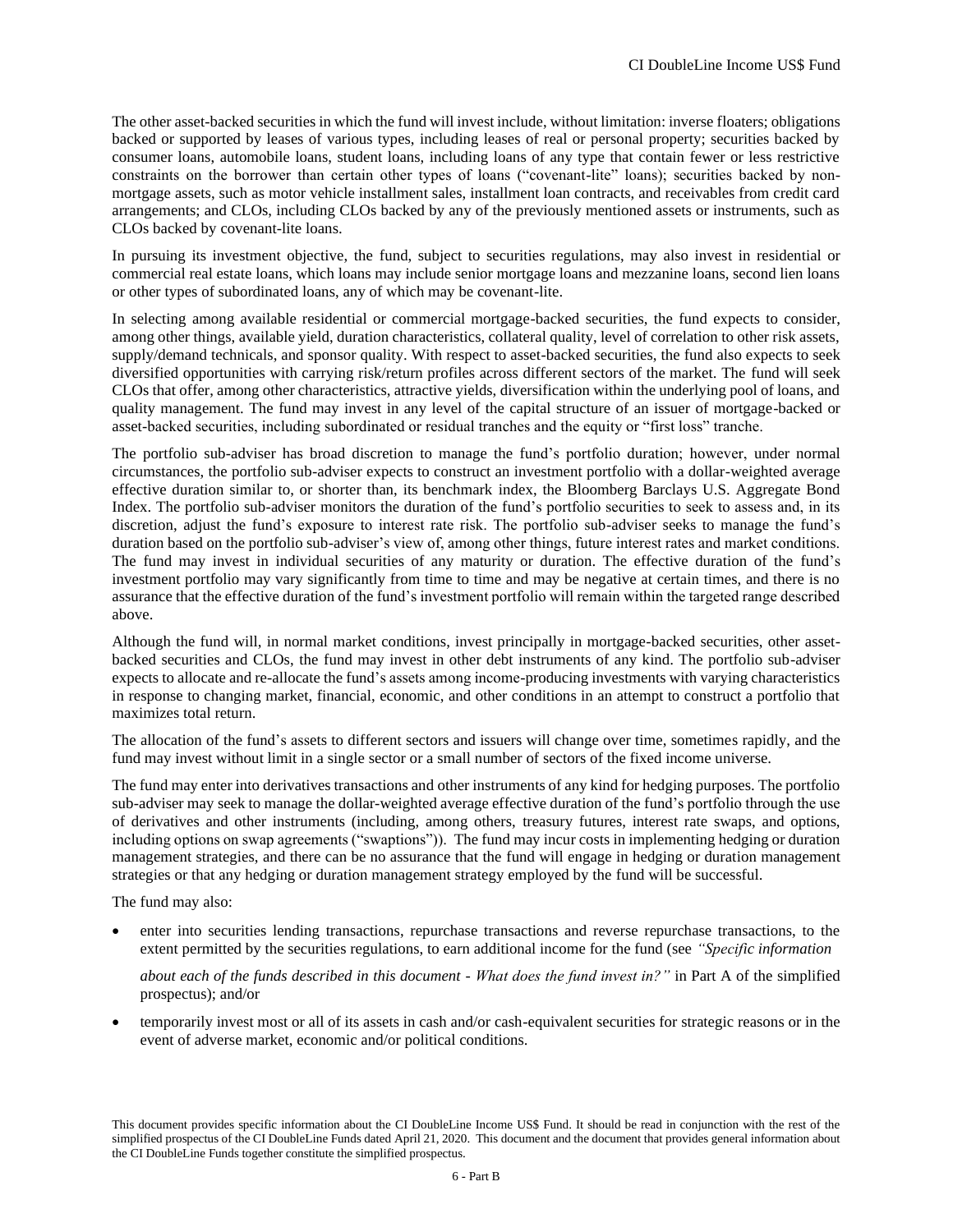The other asset-backed securities in which the fund will invest include, without limitation: inverse floaters; obligations backed or supported by leases of various types, including leases of real or personal property; securities backed by consumer loans, automobile loans, student loans, including loans of any type that contain fewer or less restrictive constraints on the borrower than certain other types of loans ("covenant-lite" loans); securities backed by non-mortgage assets, such as motor vehicle installment sales, installment loan contracts, and receivables from credit card arrangements; and CLOs, including CLOs backed by any of the previously mentioned assets or instruments, such as CLOs backed by covenant-lite loans.

In pursuing its investment objective, the fund, subject to securities regulations, may also invest in residential or commercial real estate loans, which loans may include senior mortgage loans and mezzanine loans, second lien loans or other types of subordinated loans, any of which may be covenant-lite.

In selecting among available residential or commercial mortgage-backed securities, the fund expects to consider, among other things, available yield, duration characteristics, collateral quality, level of correlation to other risk assets, supply/demand technicals, and sponsor quality. With respect to asset-backed securities, the fund also expects to seek diversified opportunities with carrying risk/return profiles across different sectors of the market. The fund will seek CLOs that offer, among other characteristics, attractive yields, diversification within the underlying pool of loans, and quality management. The fund may invest in any level of the capital structure of an issuer of mortgage-backed or asset-backed securities, including subordinated or residual tranches and the equity or "first loss" tranche.

The portfolio sub-adviser has broad discretion to manage the fund's portfolio duration; however, under normal circumstances, the portfolio sub-adviser expects to construct an investment portfolio with a dollar-weighted average effective duration similar to, or shorter than, its benchmark index, the Bloomberg Barclays U.S. Aggregate Bond Index. The portfolio sub-adviser monitors the duration of the fund's portfolio securities to seek to assess and, in its discretion, adjust the fund's exposure to interest rate risk. The portfolio sub-adviser seeks to manage the fund's duration based on the portfolio sub-adviser's view of, among other things, future interest rates and market conditions. The fund may invest in individual securities of any maturity or duration. The effective duration of the fund's investment portfolio may vary significantly from time to time and may be negative at certain times, and there is no assurance that the effective duration of the fund's investment portfolio will remain within the targeted range described above.

Although the fund will, in normal market conditions, invest principally in mortgage-backed securities, other asset-backed securities and CLOs, the fund may invest in other debt instruments of any kind. The portfolio sub-adviser expects to allocate and re-allocate the fund's assets among income-producing investments with varying characteristics in response to changing market, financial, economic, and other conditions in an attempt to construct a portfolio that maximizes total return.

The allocation of the fund's assets to different sectors and issuers will change over time, sometimes rapidly, and the fund may invest without limit in a single sector or a small number of sectors of the fixed income universe.

The fund may enter into derivatives transactions and other instruments of any kind for hedging purposes. The portfolio sub-adviser may seek to manage the dollar-weighted average effective duration of the fund's portfolio through the use of derivatives and other instruments (including, among others, treasury futures, interest rate swaps, and options, including options on swap agreements ("swaptions")). The fund may incur costs in implementing hedging or duration management strategies, and there can be no assurance that the fund will engage in hedging or duration management strategies or that any hedging or duration management strategy employed by the fund will be successful.

The fund may also:

- enter into securities lending transactions, repurchase transactions and reverse repurchase transactions, to the extent permitted by the securities regulations, to earn additional income for the fund (see *"Specific information about each of the funds described in this document - What does the fund invest in?"* in Part A of the simplified prospectus); and/or
- temporarily invest most or all of its assets in cash and/or cash-equivalent securities for strategic reasons or in the event of adverse market, economic and/or political conditions.

This document provides specific information about the CI DoubleLine Income US$ Fund. It should be read in conjunction with the rest of the simplified prospectus of the CI DoubleLine Funds dated April 21, 2020. This document and the document that provides general information about the CI DoubleLine Funds together constitute the simplified prospectus.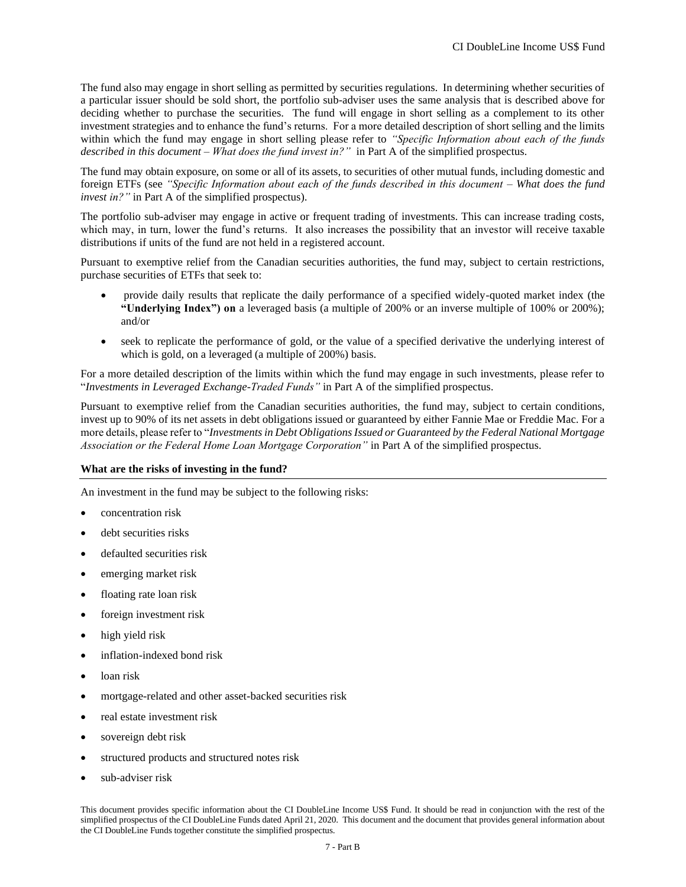The fund also may engage in short selling as permitted by securities regulations. In determining whether securities of a particular issuer should be sold short, the portfolio sub-adviser uses the same analysis that is described above for deciding whether to purchase the securities. The fund will engage in short selling as a complement to its other investment strategies and to enhance the fund's returns. For a more detailed description of short selling and the limits within which the fund may engage in short selling please refer to *"Specific Information about each of the funds described in this document – What does the fund invest in?"* in Part A of the simplified prospectus.

The fund may obtain exposure, on some or all of its assets, to securities of other mutual funds, including domestic and foreign ETFs (see *"Specific Information about each of the funds described in this document – What does the fund invest in?"* in Part A of the simplified prospectus).

The portfolio sub-adviser may engage in active or frequent trading of investments. This can increase trading costs, which may, in turn, lower the fund's returns. It also increases the possibility that an investor will receive taxable distributions if units of the fund are not held in a registered account.

Pursuant to exemptive relief from the Canadian securities authorities, the fund may, subject to certain restrictions, purchase securities of ETFs that seek to:

- provide daily results that replicate the daily performance of a specified widely-quoted market index (the **"Underlying Index") on** a leveraged basis (a multiple of 200% or an inverse multiple of 100% or 200%); and/or
- seek to replicate the performance of gold, or the value of a specified derivative the underlying interest of which is gold, on a leveraged (a multiple of 200%) basis.

For a more detailed description of the limits within which the fund may engage in such investments, please refer to "*Investments in Leveraged Exchange-Traded Funds"* in Part A of the simplified prospectus.

Pursuant to exemptive relief from the Canadian securities authorities, the fund may, subject to certain conditions, invest up to 90% of its net assets in debt obligations issued or guaranteed by either Fannie Mae or Freddie Mac. For a more details, please refer to "*Investments in Debt Obligations Issued or Guaranteed by the Federal National Mortgage Association or the Federal Home Loan Mortgage Corporation"* in Part A of the simplified prospectus.

**What are the risks of investing in the fund?**

An investment in the fund may be subject to the following risks:

- concentration risk
- debt securities risks
- defaulted securities risk
- emerging market risk
- floating rate loan risk
- foreign investment risk
- high yield risk
- inflation-indexed bond risk
- loan risk
- mortgage-related and other asset-backed securities risk
- real estate investment risk
- sovereign debt risk
- structured products and structured notes risk
- sub-adviser risk

This document provides specific information about the CI DoubleLine Income US$ Fund. It should be read in conjunction with the rest of the simplified prospectus of the CI DoubleLine Funds dated April 21, 2020. This document and the document that provides general information about the CI DoubleLine Funds together constitute the simplified prospectus.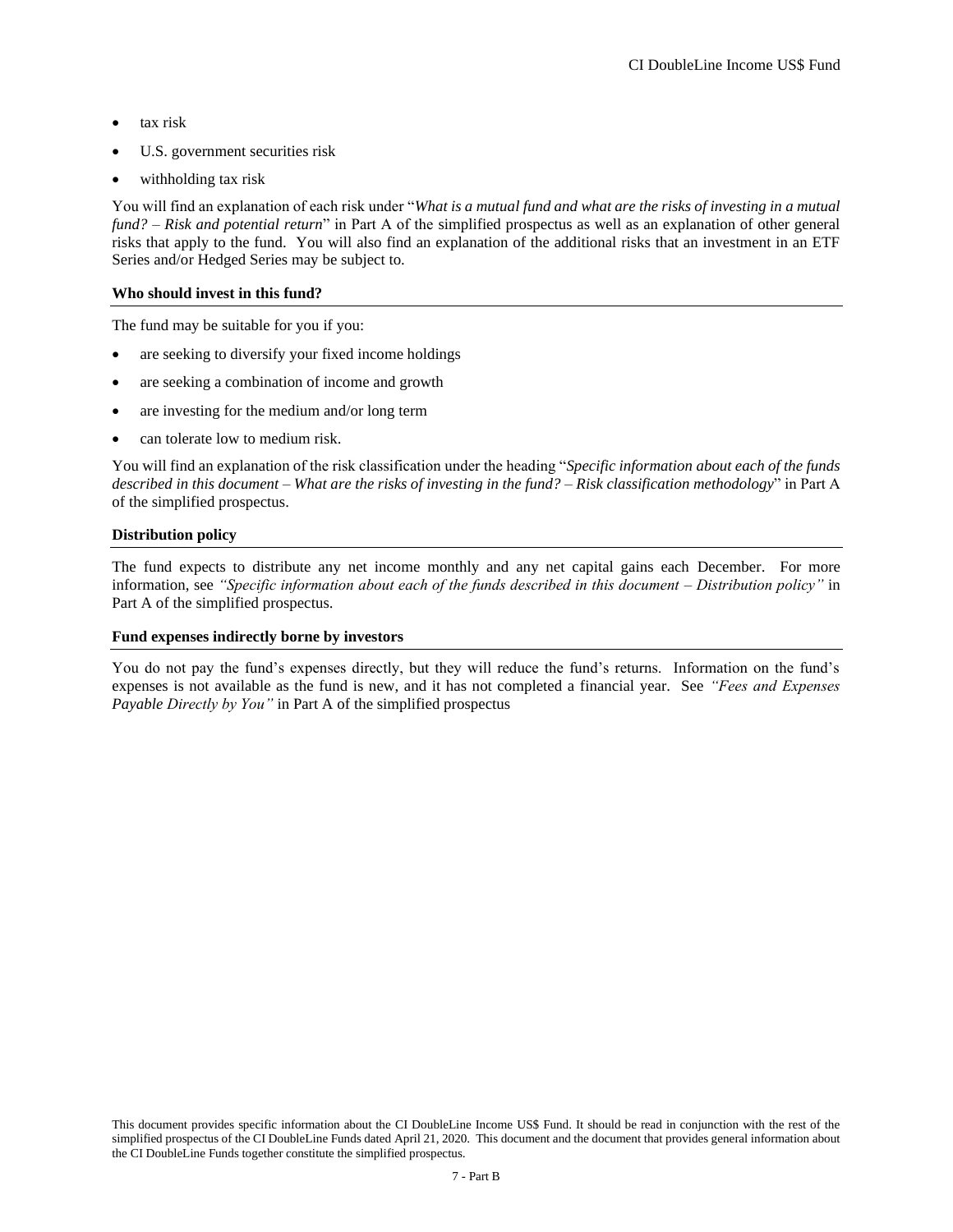- tax risk
- U.S. government securities risk
- withholding tax risk

You will find an explanation of each risk under "*What is a mutual fund and what are the risks of investing in a mutual fund? – Risk and potential return*" in Part A of the simplified prospectus as well as an explanation of other general risks that apply to the fund. You will also find an explanation of the additional risks that an investment in an ETF Series and/or Hedged Series may be subject to.

**Who should invest in this fund?**

The fund may be suitable for you if you:

- are seeking to diversify your fixed income holdings
- are seeking a combination of income and growth
- are investing for the medium and/or long term
- can tolerate low to medium risk.

You will find an explanation of the risk classification under the heading "*Specific information about each of the funds described in this document – What are the risks of investing in the fund? – Risk classification methodology*" in Part A of the simplified prospectus.

**Distribution policy**

The fund expects to distribute any net income monthly and any net capital gains each December. For more information, see *"Specific information about each of the funds described in this document – Distribution policy"* in Part A of the simplified prospectus.

**Fund expenses indirectly borne by investors**

You do not pay the fund's expenses directly, but they will reduce the fund's returns. Information on the fund's expenses is not available as the fund is new, and it has not completed a financial year. See *"Fees and Expenses Payable Directly by You"* in Part A of the simplified prospectus

This document provides specific information about the CI DoubleLine Income US$ Fund. It should be read in conjunction with the rest of the simplified prospectus of the CI DoubleLine Funds dated April 21, 2020. This document and the document that provides general information about the CI DoubleLine Funds together constitute the simplified prospectus.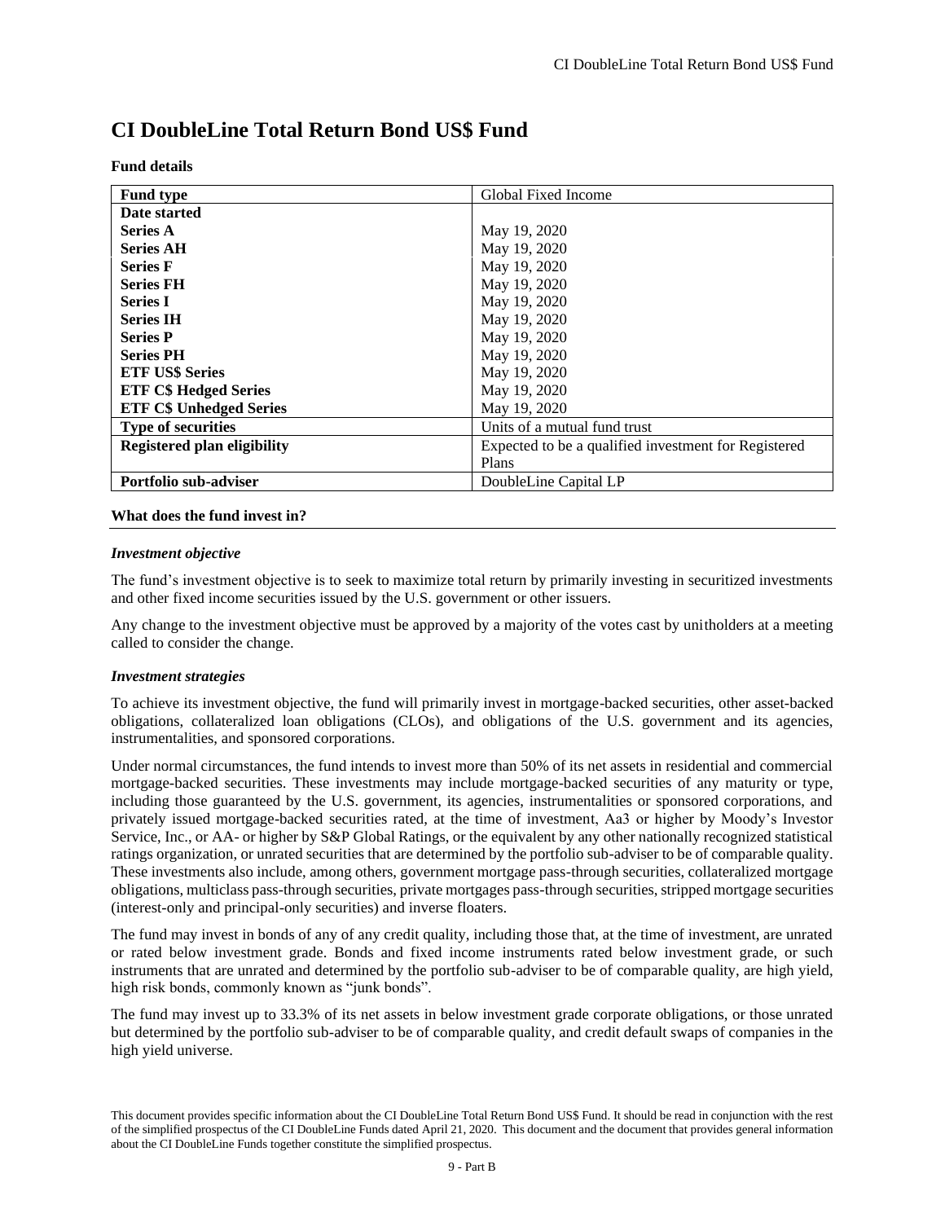# CI DoubleLine Total Return Bond US$ Fund

**Fund details**

| **Fund type** | Global Fixed Income |
|---|---|
| **Date started** | |
| **Series A** | May 19, 2020 |
| **Series AH** | May 19, 2020 |
| **Series F** | May 19, 2020 |
| **Series FH** | May 19, 2020 |
| **Series I** | May 19, 2020 |
| **Series IH** | May 19, 2020 |
| **Series P** | May 19, 2020 |
| **Series PH** | May 19, 2020 |
| **ETF US$ Series** | May 19, 2020 |
| **ETF C$ Hedged Series** | May 19, 2020 |
| **ETF C$ Unhedged Series** | May 19, 2020 |
| **Type of securities** | Units of a mutual fund trust |
| **Registered plan eligibility** | Expected to be a qualified investment for Registered Plans |
| **Portfolio sub-adviser** | DoubleLine Capital LP |

**What does the fund invest in?**

***Investment objective***

The fund's investment objective is to seek to maximize total return by primarily investing in securitized investments and other fixed income securities issued by the U.S. government or other issuers.

Any change to the investment objective must be approved by a majority of the votes cast by unitholders at a meeting called to consider the change.

***Investment strategies***

To achieve its investment objective, the fund will primarily invest in mortgage-backed securities, other asset-backed obligations, collateralized loan obligations (CLOs), and obligations of the U.S. government and its agencies, instrumentalities, and sponsored corporations.

Under normal circumstances, the fund intends to invest more than 50% of its net assets in residential and commercial mortgage-backed securities. These investments may include mortgage-backed securities of any maturity or type, including those guaranteed by the U.S. government, its agencies, instrumentalities or sponsored corporations, and privately issued mortgage-backed securities rated, at the time of investment, Aa3 or higher by Moody's Investor Service, Inc., or AA- or higher by S&P Global Ratings, or the equivalent by any other nationally recognized statistical ratings organization, or unrated securities that are determined by the portfolio sub-adviser to be of comparable quality. These investments also include, among others, government mortgage pass-through securities, collateralized mortgage obligations, multiclass pass-through securities, private mortgages pass-through securities, stripped mortgage securities (interest-only and principal-only securities) and inverse floaters.

The fund may invest in bonds of any of any credit quality, including those that, at the time of investment, are unrated or rated below investment grade. Bonds and fixed income instruments rated below investment grade, or such instruments that are unrated and determined by the portfolio sub-adviser to be of comparable quality, are high yield, high risk bonds, commonly known as "junk bonds".

The fund may invest up to 33.3% of its net assets in below investment grade corporate obligations, or those unrated but determined by the portfolio sub-adviser to be of comparable quality, and credit default swaps of companies in the high yield universe.

This document provides specific information about the CI DoubleLine Total Return Bond US$ Fund. It should be read in conjunction with the rest of the simplified prospectus of the CI DoubleLine Funds dated April 21, 2020. This document and the document that provides general information about the CI DoubleLine Funds together constitute the simplified prospectus.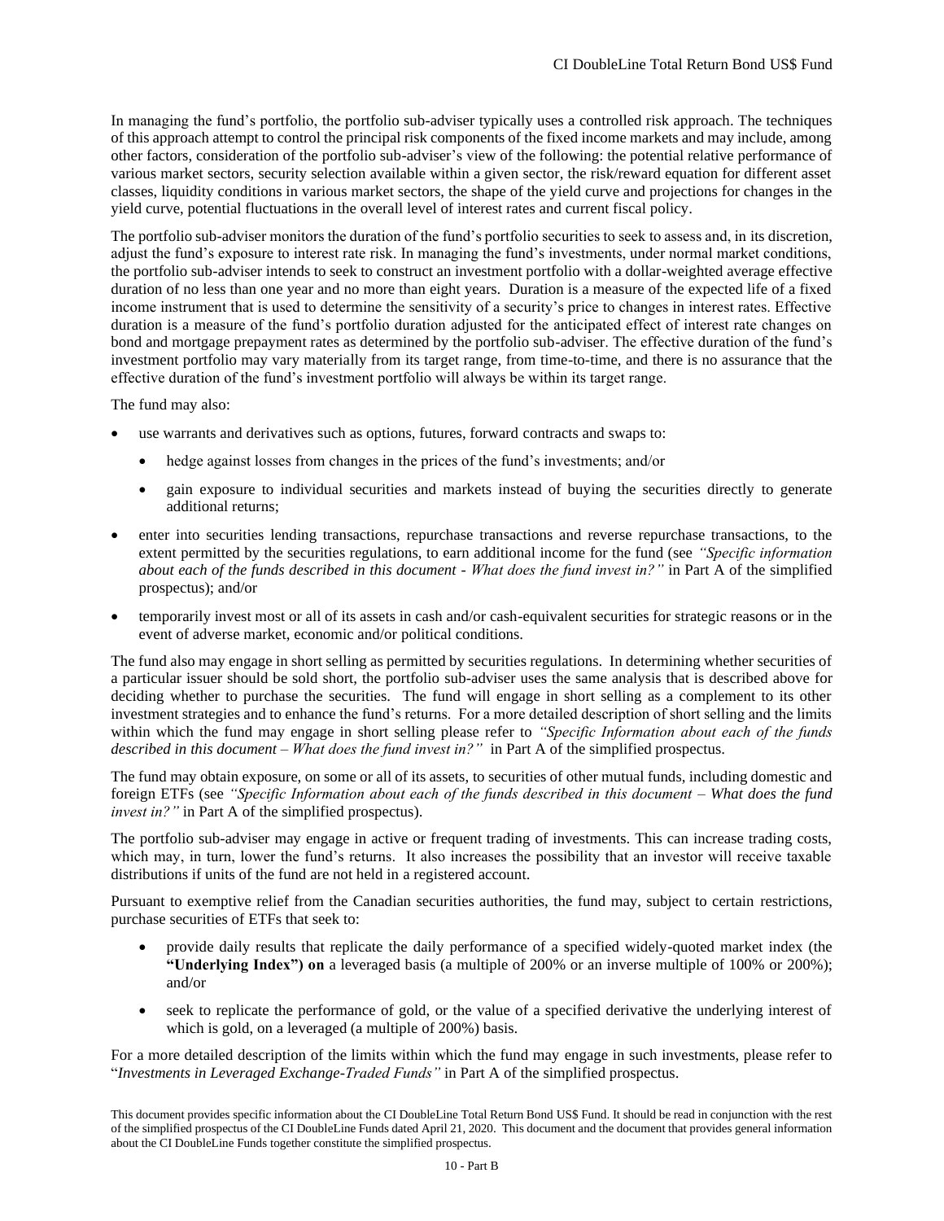In managing the fund's portfolio, the portfolio sub-adviser typically uses a controlled risk approach. The techniques of this approach attempt to control the principal risk components of the fixed income markets and may include, among other factors, consideration of the portfolio sub-adviser's view of the following: the potential relative performance of various market sectors, security selection available within a given sector, the risk/reward equation for different asset classes, liquidity conditions in various market sectors, the shape of the yield curve and projections for changes in the yield curve, potential fluctuations in the overall level of interest rates and current fiscal policy.

The portfolio sub-adviser monitors the duration of the fund's portfolio securities to seek to assess and, in its discretion, adjust the fund's exposure to interest rate risk. In managing the fund's investments, under normal market conditions, the portfolio sub-adviser intends to seek to construct an investment portfolio with a dollar-weighted average effective duration of no less than one year and no more than eight years. Duration is a measure of the expected life of a fixed income instrument that is used to determine the sensitivity of a security's price to changes in interest rates. Effective duration is a measure of the fund's portfolio duration adjusted for the anticipated effect of interest rate changes on bond and mortgage prepayment rates as determined by the portfolio sub-adviser. The effective duration of the fund's investment portfolio may vary materially from its target range, from time-to-time, and there is no assurance that the effective duration of the fund's investment portfolio will always be within its target range.

The fund may also:

- use warrants and derivatives such as options, futures, forward contracts and swaps to:
  - hedge against losses from changes in the prices of the fund's investments; and/or
  - gain exposure to individual securities and markets instead of buying the securities directly to generate additional returns;
- enter into securities lending transactions, repurchase transactions and reverse repurchase transactions, to the extent permitted by the securities regulations, to earn additional income for the fund (see *"Specific information about each of the funds described in this document - What does the fund invest in?"* in Part A of the simplified prospectus); and/or
- temporarily invest most or all of its assets in cash and/or cash-equivalent securities for strategic reasons or in the event of adverse market, economic and/or political conditions.

The fund also may engage in short selling as permitted by securities regulations. In determining whether securities of a particular issuer should be sold short, the portfolio sub-adviser uses the same analysis that is described above for deciding whether to purchase the securities. The fund will engage in short selling as a complement to its other investment strategies and to enhance the fund's returns. For a more detailed description of short selling and the limits within which the fund may engage in short selling please refer to *"Specific Information about each of the funds described in this document – What does the fund invest in?"* in Part A of the simplified prospectus.

The fund may obtain exposure, on some or all of its assets, to securities of other mutual funds, including domestic and foreign ETFs (see *"Specific Information about each of the funds described in this document – What does the fund invest in?"* in Part A of the simplified prospectus).

The portfolio sub-adviser may engage in active or frequent trading of investments. This can increase trading costs, which may, in turn, lower the fund's returns. It also increases the possibility that an investor will receive taxable distributions if units of the fund are not held in a registered account.

Pursuant to exemptive relief from the Canadian securities authorities, the fund may, subject to certain restrictions, purchase securities of ETFs that seek to:

- provide daily results that replicate the daily performance of a specified widely-quoted market index (the **"Underlying Index") on** a leveraged basis (a multiple of 200% or an inverse multiple of 100% or 200%); and/or
- seek to replicate the performance of gold, or the value of a specified derivative the underlying interest of which is gold, on a leveraged (a multiple of 200%) basis.

For a more detailed description of the limits within which the fund may engage in such investments, please refer to "*Investments in Leveraged Exchange-Traded Funds"* in Part A of the simplified prospectus.

This document provides specific information about the CI DoubleLine Total Return Bond US$ Fund. It should be read in conjunction with the rest of the simplified prospectus of the CI DoubleLine Funds dated April 21, 2020. This document and the document that provides general information about the CI DoubleLine Funds together constitute the simplified prospectus.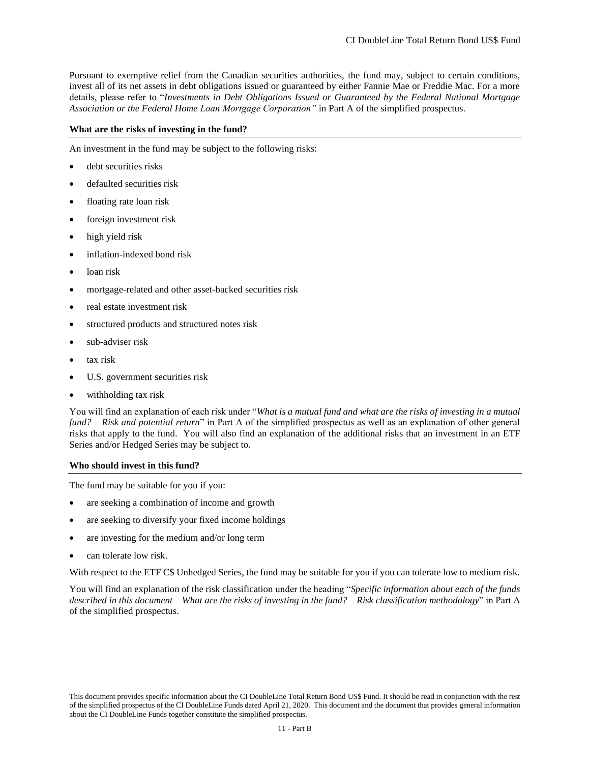Pursuant to exemptive relief from the Canadian securities authorities, the fund may, subject to certain conditions, invest all of its net assets in debt obligations issued or guaranteed by either Fannie Mae or Freddie Mac. For a more details, please refer to "*Investments in Debt Obligations Issued or Guaranteed by the Federal National Mortgage Association or the Federal Home Loan Mortgage Corporation"* in Part A of the simplified prospectus.

**What are the risks of investing in the fund?**

An investment in the fund may be subject to the following risks:

- debt securities risks
- defaulted securities risk
- floating rate loan risk
- foreign investment risk
- high yield risk
- inflation-indexed bond risk
- loan risk
- mortgage-related and other asset-backed securities risk
- real estate investment risk
- structured products and structured notes risk
- sub-adviser risk
- tax risk
- U.S. government securities risk
- withholding tax risk

You will find an explanation of each risk under "*What is a mutual fund and what are the risks of investing in a mutual fund? – Risk and potential return*" in Part A of the simplified prospectus as well as an explanation of other general risks that apply to the fund. You will also find an explanation of the additional risks that an investment in an ETF Series and/or Hedged Series may be subject to.

**Who should invest in this fund?**

The fund may be suitable for you if you:

- are seeking a combination of income and growth
- are seeking to diversify your fixed income holdings
- are investing for the medium and/or long term
- can tolerate low risk.

With respect to the ETF C$ Unhedged Series, the fund may be suitable for you if you can tolerate low to medium risk.

You will find an explanation of the risk classification under the heading "*Specific information about each of the funds described in this document – What are the risks of investing in the fund? – Risk classification methodology*" in Part A of the simplified prospectus.

This document provides specific information about the CI DoubleLine Total Return Bond US$ Fund. It should be read in conjunction with the rest of the simplified prospectus of the CI DoubleLine Funds dated April 21, 2020. This document and the document that provides general information about the CI DoubleLine Funds together constitute the simplified prospectus.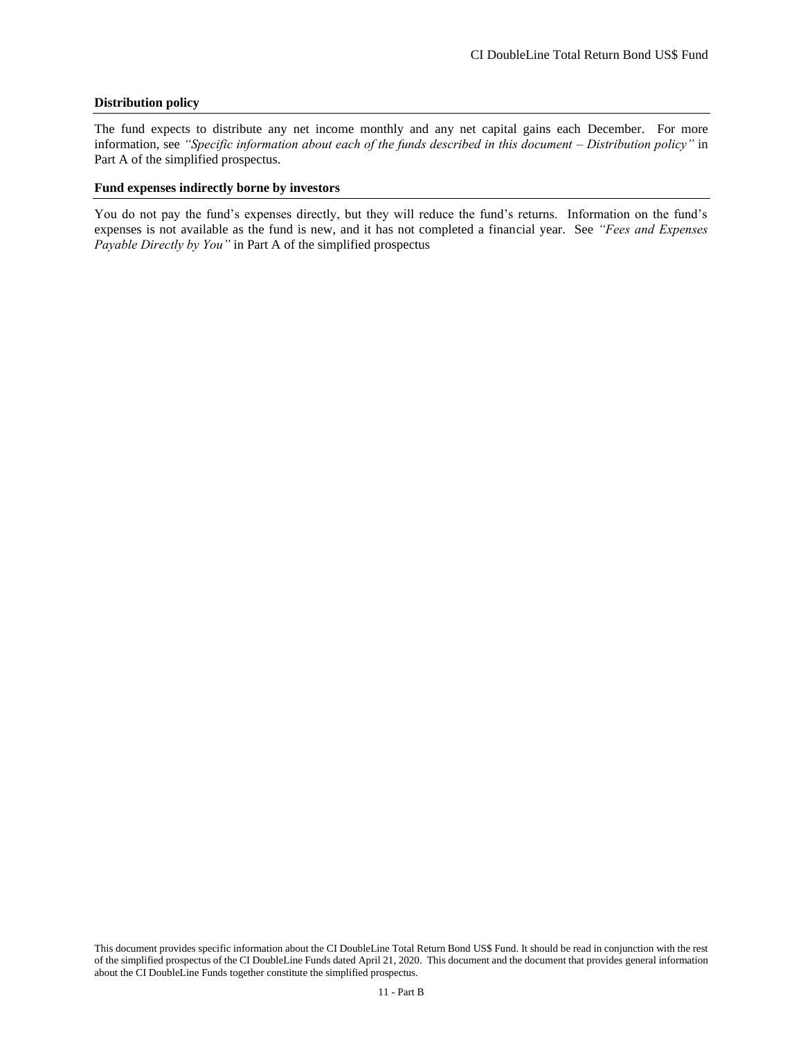### Distribution policy

The fund expects to distribute any net income monthly and any net capital gains each December. For more information, see *"Specific information about each of the funds described in this document – Distribution policy"* in Part A of the simplified prospectus.

### Fund expenses indirectly borne by investors

You do not pay the fund's expenses directly, but they will reduce the fund's returns. Information on the fund's expenses is not available as the fund is new, and it has not completed a financial year. See *"Fees and Expenses Payable Directly by You"* in Part A of the simplified prospectus

This document provides specific information about the CI DoubleLine Total Return Bond US$ Fund. It should be read in conjunction with the rest of the simplified prospectus of the CI DoubleLine Funds dated April 21, 2020. This document and the document that provides general information about the CI DoubleLine Funds together constitute the simplified prospectus.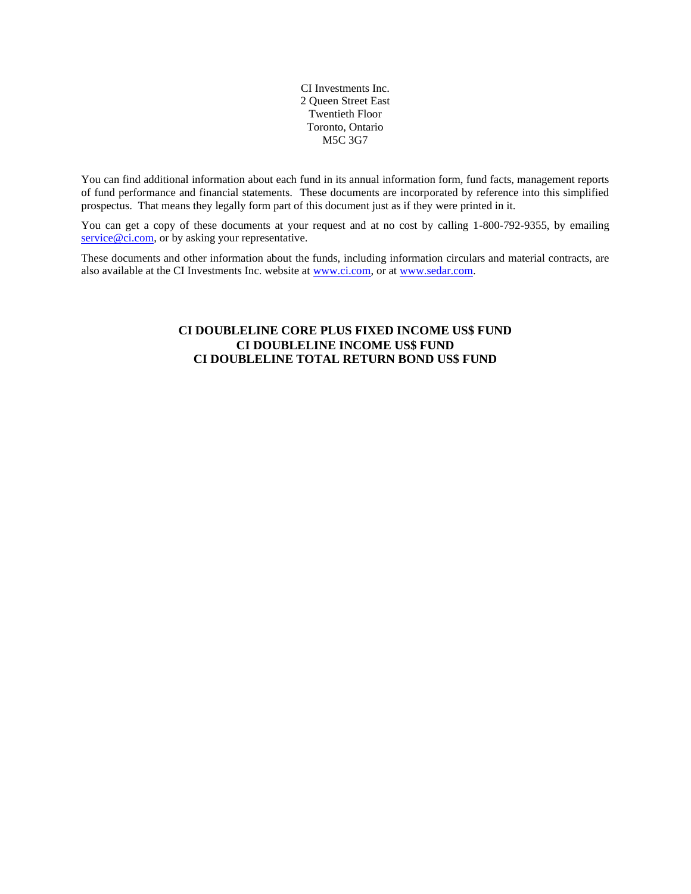CI Investments Inc.
2 Queen Street East
Twentieth Floor
Toronto, Ontario
M5C 3G7

You can find additional information about each fund in its annual information form, fund facts, management reports of fund performance and financial statements. These documents are incorporated by reference into this simplified prospectus. That means they legally form part of this document just as if they were printed in it.

You can get a copy of these documents at your request and at no cost by calling 1-800-792-9355, by emailing service@ci.com, or by asking your representative.

These documents and other information about the funds, including information circulars and material contracts, are also available at the CI Investments Inc. website at www.ci.com, or at www.sedar.com.

**CI DOUBLELINE CORE PLUS FIXED INCOME US$ FUND**
**CI DOUBLELINE INCOME US$ FUND**
**CI DOUBLELINE TOTAL RETURN BOND US$ FUND**